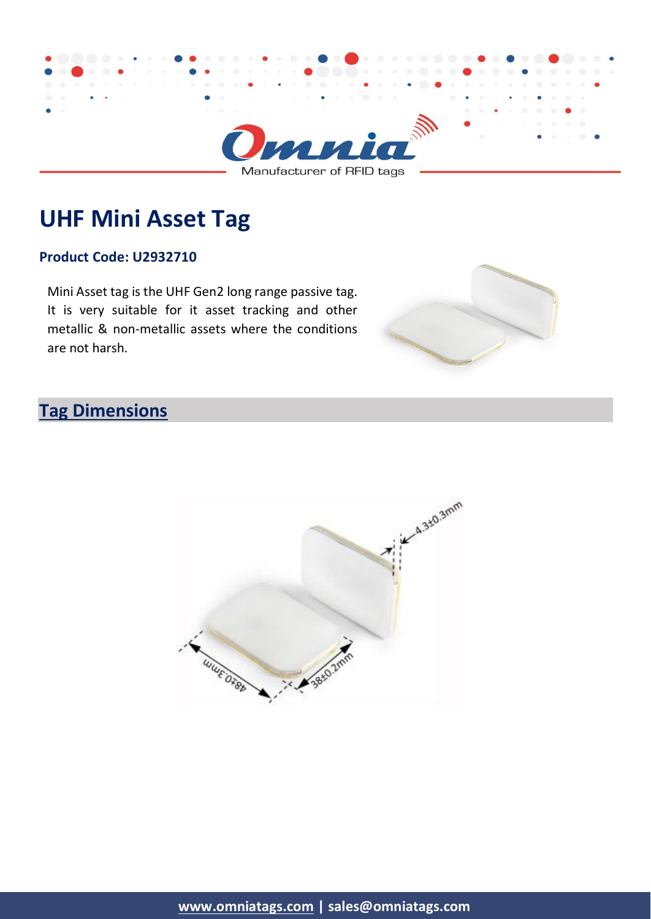Manufacturer of RFID tags

# UHF Mini Asset Tag

**Product Code: U2932710**

Mini Asset tag is the UHF Gen2 long range passive tag. It is very suitable for it asset tracking and other metallic & non-metallic assets where the conditions are not harsh.

## Tag Dimensions

4.3±0.3mm

48±0.3mm

38±0.2mm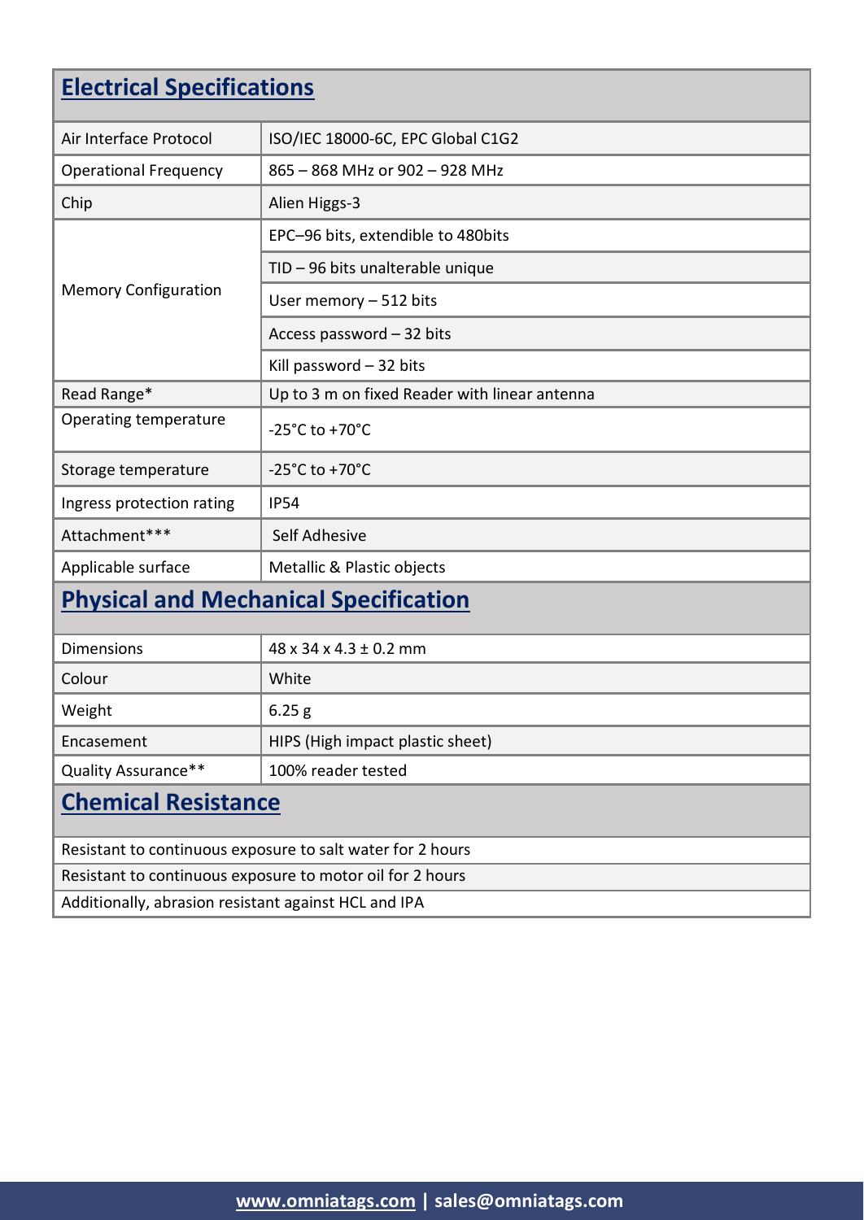## Electrical Specifications

| Electrical Specifications | |
|---|---|
| Air Interface Protocol | ISO/IEC 18000-6C, EPC Global C1G2 |
| Operational Frequency | 865 – 868 MHz or 902 – 928 MHz |
| Chip | Alien Higgs-3 |
| Memory Configuration | EPC–96 bits, extendible to 480bits |
| | TID – 96 bits unalterable unique |
| | User memory – 512 bits |
| | Access password – 32 bits |
| | Kill password – 32 bits |
| Read Range* | Up to 3 m on fixed Reader with linear antenna |
| Operating temperature | -25°C to +70°C |
| Storage temperature | -25°C to +70°C |
| Ingress protection rating | IP54 |
| Attachment*** | Self Adhesive |
| Applicable surface | Metallic & Plastic objects |

## Physical and Mechanical Specification

| Physical and Mechanical Specification | |
|---|---|
| Dimensions | 48 x 34 x 4.3 ± 0.2 mm |
| Colour | White |
| Weight | 6.25 g |
| Encasement | HIPS (High impact plastic sheet) |
| Quality Assurance** | 100% reader tested |

## Chemical Resistance

| Chemical Resistance |
|---|
| Resistant to continuous exposure to salt water for 2 hours |
| Resistant to continuous exposure to motor oil for 2 hours |
| Additionally, abrasion resistant against HCL and IPA |

www.omniatags.com | sales@omniatags.com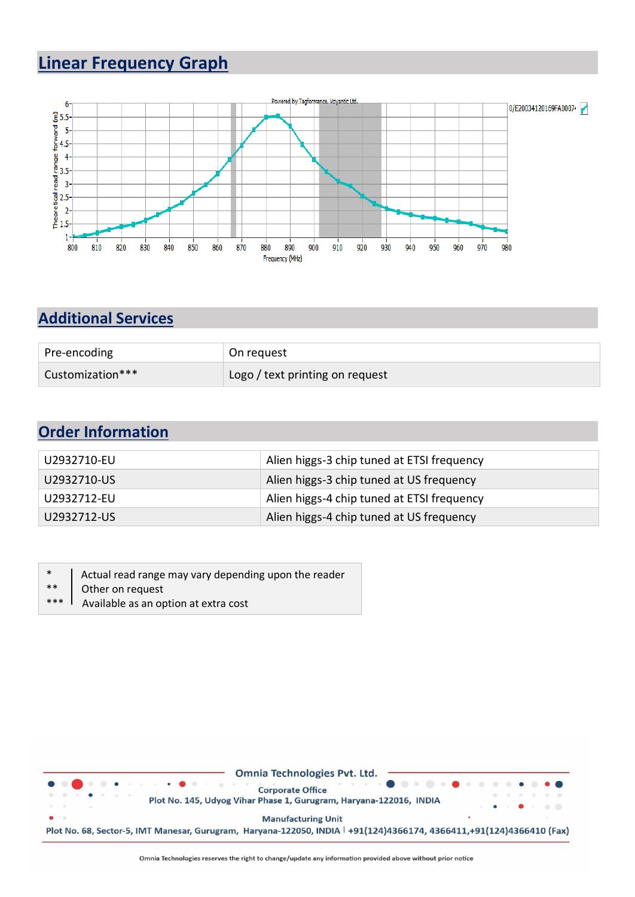## Linear Frequency Graph

Powered by Tagformance, Voyantic Ltd.

0/E20034120169FA0007

Theoretical read range forward (m)

6
5.5
5
4.5
4
3.5
3
2.5
2
1.5
1

800 810 820 830 840 850 860 870 880 890 900 910 920 930 940 950 960 970 980

Frequency (MHz)

## Additional Services

| | |
|---|---|
| Pre-encoding | On request |
| Customization*** | Logo / text printing on request |

## Order Information

| | |
|---|---|
| U2932710-EU | Alien higgs-3 chip tuned at ETSI frequency |
| U2932710-US | Alien higgs-3 chip tuned at US frequency |
| U2932712-EU | Alien higgs-4 chip tuned at ETSI frequency |
| U2932712-US | Alien higgs-4 chip tuned at US frequency |

| | |
|---|---|
| * | Actual read range may vary depending upon the reader |
| ** | Other on request |
| *** | Available as an option at extra cost |

**Omnia Technologies Pvt. Ltd.**

**Corporate Office**
**Plot No. 145, Udyog Vihar Phase 1, Gurugram, Haryana-122016, INDIA**

**Manufacturing Unit**
**Plot No. 68, Sector-5, IMT Manesar, Gurugram, Haryana-122050, INDIA | +91(124)4366174, 4366411,+91(124)4366410 (Fax)**

Omnia Technologies reserves the right to change/update any information provided above without prior notice